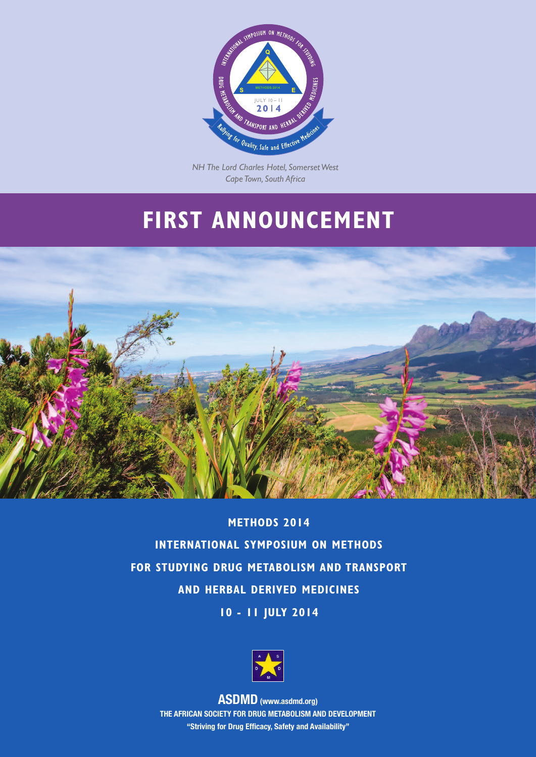*NH The Lord Charles Hotel, Somerset West*
*Cape Town, South Africa*

# FIRST ANNOUNCEMENT

## METHODS 2014

## INTERNATIONAL SYMPOSIUM ON METHODS FOR STUDYING DRUG METABOLISM AND TRANSPORT AND HERBAL DERIVED MEDICINES

## 10 - 11 JULY 2014

**ASDMD** (www.asdmd.org)

**THE AFRICAN SOCIETY FOR DRUG METABOLISM AND DEVELOPMENT**

**"Striving for Drug Efficacy, Safety and Availability"**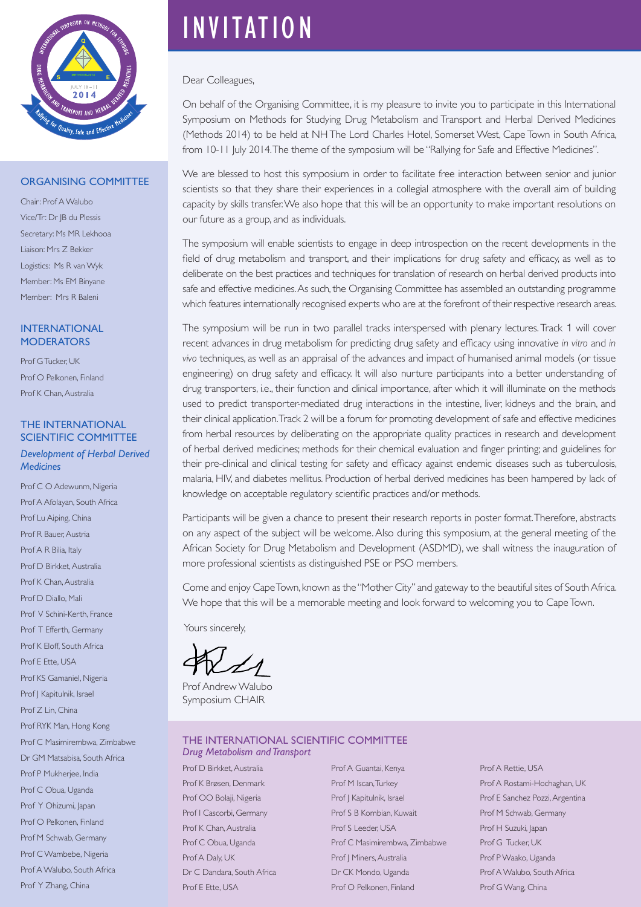# INVITATION

Dear Colleagues,

On behalf of the Organising Committee, it is my pleasure to invite you to participate in this International Symposium on Methods for Studying Drug Metabolism and Transport and Herbal Derived Medicines (Methods 2014) to be held at NH The Lord Charles Hotel, Somerset West, Cape Town in South Africa, from 10-11 July 2014. The theme of the symposium will be "Rallying for Safe and Effective Medicines".

We are blessed to host this symposium in order to facilitate free interaction between senior and junior scientists so that they share their experiences in a collegial atmosphere with the overall aim of building capacity by skills transfer. We also hope that this will be an opportunity to make important resolutions on our future as a group, and as individuals.

The symposium will enable scientists to engage in deep introspection on the recent developments in the field of drug metabolism and transport, and their implications for drug safety and efficacy, as well as to deliberate on the best practices and techniques for translation of research on herbal derived products into safe and effective medicines. As such, the Organising Committee has assembled an outstanding programme which features internationally recognised experts who are at the forefront of their respective research areas.

The symposium will be run in two parallel tracks interspersed with plenary lectures. Track 1 will cover recent advances in drug metabolism for predicting drug safety and efficacy using innovative *in vitro* and *in vivo* techniques, as well as an appraisal of the advances and impact of humanised animal models (or tissue engineering) on drug safety and efficacy. It will also nurture participants into a better understanding of drug transporters, i.e., their function and clinical importance, after which it will illuminate on the methods used to predict transporter-mediated drug interactions in the intestine, liver, kidneys and the brain, and their clinical application. Track 2 will be a forum for promoting development of safe and effective medicines from herbal resources by deliberating on the appropriate quality practices in research and development of herbal derived medicines; methods for their chemical evaluation and finger printing; and guidelines for their pre-clinical and clinical testing for safety and efficacy against endemic diseases such as tuberculosis, malaria, HIV, and diabetes mellitus. Production of herbal derived medicines has been hampered by lack of knowledge on acceptable regulatory scientific practices and/or methods.

Participants will be given a chance to present their research reports in poster format. Therefore, abstracts on any aspect of the subject will be welcome. Also during this symposium, at the general meeting of the African Society for Drug Metabolism and Development (ASDMD), we shall witness the inauguration of more professional scientists as distinguished PSE or PSO members.

Come and enjoy Cape Town, known as the "Mother City" and gateway to the beautiful sites of South Africa. We hope that this will be a memorable meeting and look forward to welcoming you to Cape Town.

Yours sincerely,

Prof Andrew Walubo
Symposium CHAIR

## ORGANISING COMMITTEE

Chair: Prof A Walubo
Vice/Tr: Dr JB du Plessis
Secretary: Ms MR Lekhooa
Liaison: Mrs Z Bekker
Logistics: Ms R van Wyk
Member: Ms EM Binyane
Member: Mrs R Baleni

## INTERNATIONAL MODERATORS

Prof G Tucker, UK
Prof O Pelkonen, Finland
Prof K Chan, Australia

## THE INTERNATIONAL SCIENTIFIC COMMITTEE

### *Development of Herbal Derived Medicines*

Prof C O Adewunm, Nigeria
Prof A Afolayan, South Africa
Prof Lu Aiping, China
Prof R Bauer, Austria
Prof A R Bilia, Italy
Prof D Birkket, Australia
Prof K Chan, Australia
Prof D Diallo, Mali
Prof V Schini-Kerth, France
Prof T Efferth, Germany
Prof K Eloff, South Africa
Prof E Ette, USA
Prof KS Gamaniel, Nigeria
Prof J Kapitulnik, Israel
Prof Z Lin, China
Prof RYK Man, Hong Kong
Prof C Masimirembwa, Zimbabwe
Dr GM Matsabisa, South Africa
Prof P Mukherjee, India
Prof C Obua, Uganda
Prof Y Ohizumi, Japan
Prof O Pelkonen, Finland
Prof M Schwab, Germany
Prof C Wambebe, Nigeria
Prof A Walubo, South Africa
Prof Y Zhang, China

## THE INTERNATIONAL SCIENTIFIC COMMITTEE

### *Drug Metabolism and Transport*

Prof D Birkket, Australia
Prof K Brøsen, Denmark
Prof OO Bolaji, Nigeria
Prof I Cascorbi, Germany
Prof K Chan, Australia
Prof C Obua, Uganda
Prof A Daly, UK
Dr C Dandara, South Africa
Prof E Ette, USA
Prof A Guantai, Kenya
Prof M Iscan, Turkey
Prof J Kapitulnik, Israel
Prof S B Kombian, Kuwait
Prof S Leeder, USA
Prof C Masimirembwa, Zimbabwe
Prof J Miners, Australia
Dr CK Mondo, Uganda
Prof O Pelkonen, Finland
Prof A Rettie, USA
Prof A Rostami-Hochaghan, UK
Prof E Sanchez Pozzi, Argentina
Prof M Schwab, Germany
Prof H Suzuki, Japan
Prof G Tucker, UK
Prof P Waako, Uganda
Prof A Walubo, South Africa
Prof G Wang, China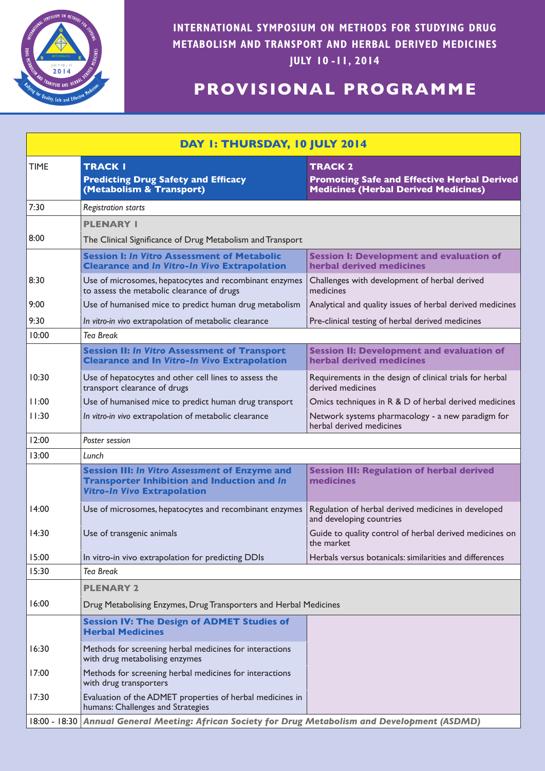# INTERNATIONAL SYMPOSIUM ON METHODS FOR STUDYING DRUG METABOLISM AND TRANSPORT AND HERBAL DERIVED MEDICINES

**JULY 10 -11, 2014**

## PROVISIONAL PROGRAMME

| DAY 1: THURSDAY, 10 JULY 2014 | | |
|---|---|---|
| TIME | **TRACK 1**<br>**Predicting Drug Safety and Efficacy (Metabolism & Transport)** | **TRACK 2**<br>**Promoting Safe and Effective Herbal Derived Medicines (Herbal Derived Medicines)** |
| 7:30 | *Registration starts* | |
| 8:00 | **PLENARY 1**<br>The Clinical Significance of Drug Metabolism and Transport | |
| | **Session I: *In Vitro* Assessment of Metabolic Clearance and *In Vitro-In Vivo* Extrapolation** | **Session I: Development and evaluation of herbal derived medicines** |
| 8:30 | Use of microsomes, hepatocytes and recombinant enzymes to assess the metabolic clearance of drugs | Challenges with development of herbal derived medicines |
| 9:00 | Use of humanised mice to predict human drug metabolism | Analytical and quality issues of herbal derived medicines |
| 9:30 | *In vitro-in vivo* extrapolation of metabolic clearance | Pre-clinical testing of herbal derived medicines |
| 10:00 | *Tea Break* | |
| | **Session II: *In Vitro* Assessment of Transport Clearance and In *Vitro-In Vivo* Extrapolation** | **Session II: Development and evaluation of herbal derived medicines** |
| 10:30 | Use of hepatocytes and other cell lines to assess the transport clearance of drugs | Requirements in the design of clinical trials for herbal derived medicines |
| 11:00 | Use of humanised mice to predict human drug transport | Omics techniques in R & D of herbal derived medicines |
| 11:30 | *In vitro-in vivo* extrapolation of metabolic clearance | Network systems pharmacology - a new paradigm for herbal derived medicines |
| 12:00 | *Poster session* | |
| 13:00 | *Lunch* | |
| | **Session III: *In Vitro Assessment* of Enzyme and Transporter Inhibition and Induction and *In Vitro-In Vivo* Extrapolation** | **Session III: Regulation of herbal derived medicines** |
| 14:00 | Use of microsomes, hepatocytes and recombinant enzymes | Regulation of herbal derived medicines in developed and developing countries |
| 14:30 | Use of transgenic animals | Guide to quality control of herbal derived medicines on the market |
| 15:00 | In vitro-in vivo extrapolation for predicting DDIs | Herbals versus botanicals: similarities and differences |
| 15:30 | *Tea Break* | |
| 16:00 | **PLENARY 2**<br>Drug Metabolising Enzymes, Drug Transporters and Herbal Medicines | |
| | **Session IV: The Design of ADMET Studies of Herbal Medicines** | |
| 16:30 | Methods for screening herbal medicines for interactions with drug metabolising enzymes | |
| 17:00 | Methods for screening herbal medicines for interactions with drug transporters | |
| 17:30 | Evaluation of the ADMET properties of herbal medicines in humans: Challenges and Strategies | |
| 18:00 - 18:30 | ***Annual General Meeting: African Society for Drug Metabolism and Development (ASDMD)*** | |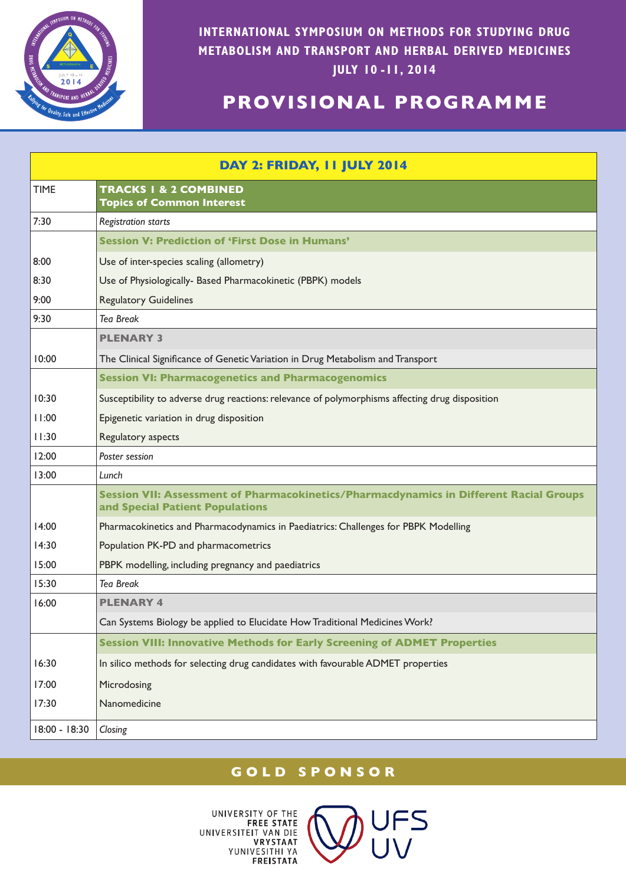# INTERNATIONAL SYMPOSIUM ON METHODS FOR STUDYING DRUG METABOLISM AND TRANSPORT AND HERBAL DERIVED MEDICINES

**JULY 10 - 11, 2014**

## PROVISIONAL PROGRAMME

| DAY 2: FRIDAY, 11 JULY 2014 | |
|---|---|
| TIME | **TRACKS 1 & 2 COMBINED** **Topics of Common Interest** |
| 7:30 | *Registration starts* |
| | **Session V: Prediction of 'First Dose in Humans'** |
| 8:00 | Use of inter-species scaling (allometry) |
| 8:30 | Use of Physiologically- Based Pharmacokinetic (PBPK) models |
| 9:00 | Regulatory Guidelines |
| 9:30 | *Tea Break* |
| | **PLENARY 3** |
| 10:00 | The Clinical Significance of Genetic Variation in Drug Metabolism and Transport |
| | **Session VI: Pharmacogenetics and Pharmacogenomics** |
| 10:30 | Susceptibility to adverse drug reactions: relevance of polymorphisms affecting drug disposition |
| 11:00 | Epigenetic variation in drug disposition |
| 11:30 | Regulatory aspects |
| 12:00 | *Poster session* |
| 13:00 | *Lunch* |
| | **Session VII: Assessment of Pharmacokinetics/Pharmacdynamics in Different Racial Groups and Special Patient Populations** |
| 14:00 | Pharmacokinetics and Pharmacodynamics in Paediatrics: Challenges for PBPK Modelling |
| 14:30 | Population PK-PD and pharmacometrics |
| 15:00 | PBPK modelling, including pregnancy and paediatrics |
| 15:30 | *Tea Break* |
| 16:00 | **PLENARY 4** |
| | Can Systems Biology be applied to Elucidate How Traditional Medicines Work? |
| | **Session VIII: Innovative Methods for Early Screening of ADMET Properties** |
| 16:30 | In silico methods for selecting drug candidates with favourable ADMET properties |
| 17:00 | Microdosing |
| 17:30 | Nanomedicine |
| 18:00 - 18:30 | *Closing* |

## GOLD SPONSOR

UNIVERSITY OF THE FREE STATE
UNIVERSITEIT VAN DIE VRYSTAAT
YUNIVESITHI YA FREISTATA
UFS UV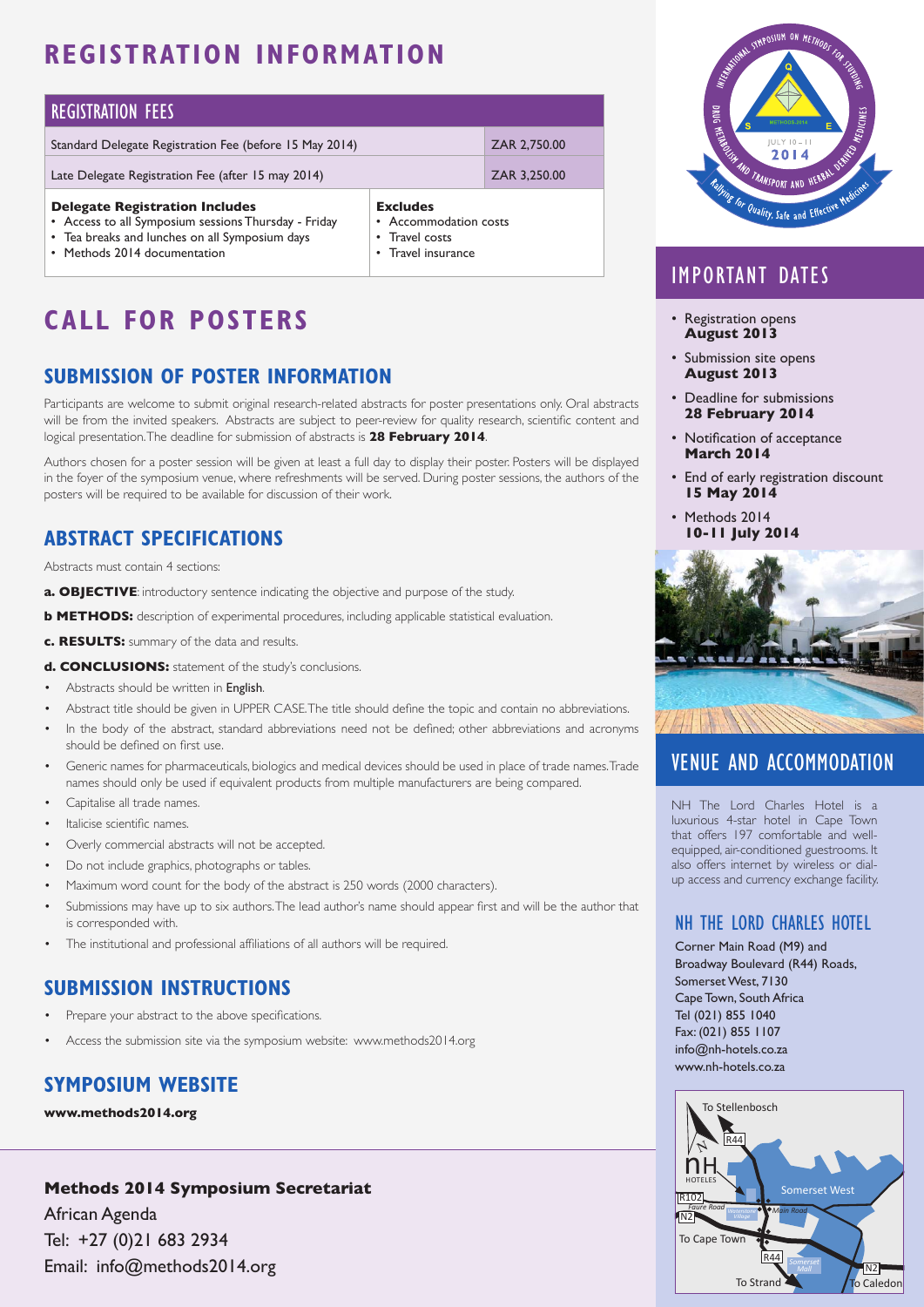# REGISTRATION INFORMATION

| REGISTRATION FEES | | |
|---|---|---|
| Standard Delegate Registration Fee (before 15 May 2014) | | ZAR 2,750.00 |
| Late Delegate Registration Fee (after 15 may 2014) | | ZAR 3,250.00 |
| **Delegate Registration Includes**<br>• Access to all Symposium sessions Thursday - Friday<br>• Tea breaks and lunches on all Symposium days<br>• Methods 2014 documentation | **Excludes**<br>• Accommodation costs<br>• Travel costs<br>• Travel insurance | |

# CALL FOR POSTERS

## SUBMISSION OF POSTER INFORMATION

Participants are welcome to submit original research-related abstracts for poster presentations only. Oral abstracts will be from the invited speakers. Abstracts are subject to peer-review for quality research, scientific content and logical presentation. The deadline for submission of abstracts is **28 February 2014**.

Authors chosen for a poster session will be given at least a full day to display their poster. Posters will be displayed in the foyer of the symposium venue, where refreshments will be served. During poster sessions, the authors of the posters will be required to be available for discussion of their work.

## ABSTRACT SPECIFICATIONS

Abstracts must contain 4 sections:

**a. OBJECTIVE**: introductory sentence indicating the objective and purpose of the study.

**b METHODS:** description of experimental procedures, including applicable statistical evaluation.

**c. RESULTS:** summary of the data and results.

**d. CONCLUSIONS:** statement of the study's conclusions.

- Abstracts should be written in English.
- Abstract title should be given in UPPER CASE. The title should define the topic and contain no abbreviations.
- In the body of the abstract, standard abbreviations need not be defined; other abbreviations and acronyms should be defined on first use.
- Generic names for pharmaceuticals, biologics and medical devices should be used in place of trade names. Trade names should only be used if equivalent products from multiple manufacturers are being compared.
- Capitalise all trade names.
- Italicise scientific names.
- Overly commercial abstracts will not be accepted.
- Do not include graphics, photographs or tables.
- Maximum word count for the body of the abstract is 250 words (2000 characters).
- Submissions may have up to six authors. The lead author's name should appear first and will be the author that is corresponded with.
- The institutional and professional affiliations of all authors will be required.

## SUBMISSION INSTRUCTIONS

- Prepare your abstract to the above specifications.
- Access the submission site via the symposium website: www.methods2014.org

## SYMPOSIUM WEBSITE

**www.methods2014.org**

**Methods 2014 Symposium Secretariat**
African Agenda
Tel: +27 (0)21 683 2934
Email: info@methods2014.org

INTERNATIONAL SYMPOSIUM ON METHODS FOR STUDYING DRUG METABOLISM AND TRANSPORT AND HERBAL DERIVED MEDICINES
METHODS 2014
JULY 10 – 11
2014
Rallying for Quality, Safe and Effective Medicines

## IMPORTANT DATES

- Registration opens
  **August 2013**
- Submission site opens
  **August 2013**
- Deadline for submissions
  **28 February 2014**
- Notification of acceptance
  **March 2014**
- End of early registration discount
  **15 May 2014**
- Methods 2014
  **10-11 July 2014**

## VENUE AND ACCOMMODATION

NH The Lord Charles Hotel is a luxurious 4-star hotel in Cape Town that offers 197 comfortable and well-equipped, air-conditioned guestrooms. It also offers internet by wireless or dial-up access and currency exchange facility.

### NH THE LORD CHARLES HOTEL

Corner Main Road (M9) and
Broadway Boulevard (R44) Roads,
Somerset West, 7130
Cape Town, South Africa
Tel (021) 855 1040
Fax: (021) 855 1107
info@nh-hotels.co.za
www.nh-hotels.co.za

To Stellenbosch
R44
N
nH HOTELES
Somerset West
R102
Faure Road
Waterstone Village
Main Road
N2
To Cape Town
R44
Somerset Mall
N2
To Strand
To Caledon